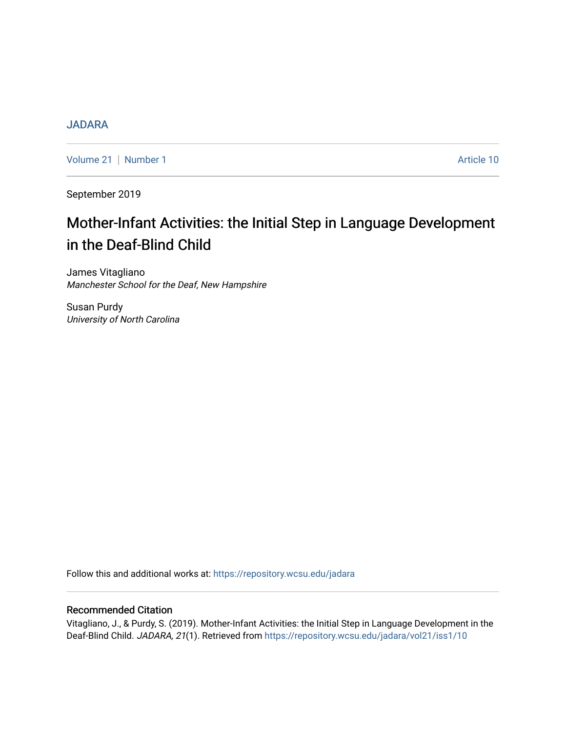JADARA

Volume 21 | Number 1 Article 10

September 2019

# Mother-Infant Activities: the Initial Step in Language Development in the Deaf-Blind Child

James Vitagliano
*Manchester School for the Deaf, New Hampshire*

Susan Purdy
*University of North Carolina*

Follow this and additional works at: https://repository.wcsu.edu/jadara

## Recommended Citation

Vitagliano, J., & Purdy, S. (2019). Mother-Infant Activities: the Initial Step in Language Development in the Deaf-Blind Child. *JADARA, 21*(1). Retrieved from https://repository.wcsu.edu/jadara/vol21/iss1/10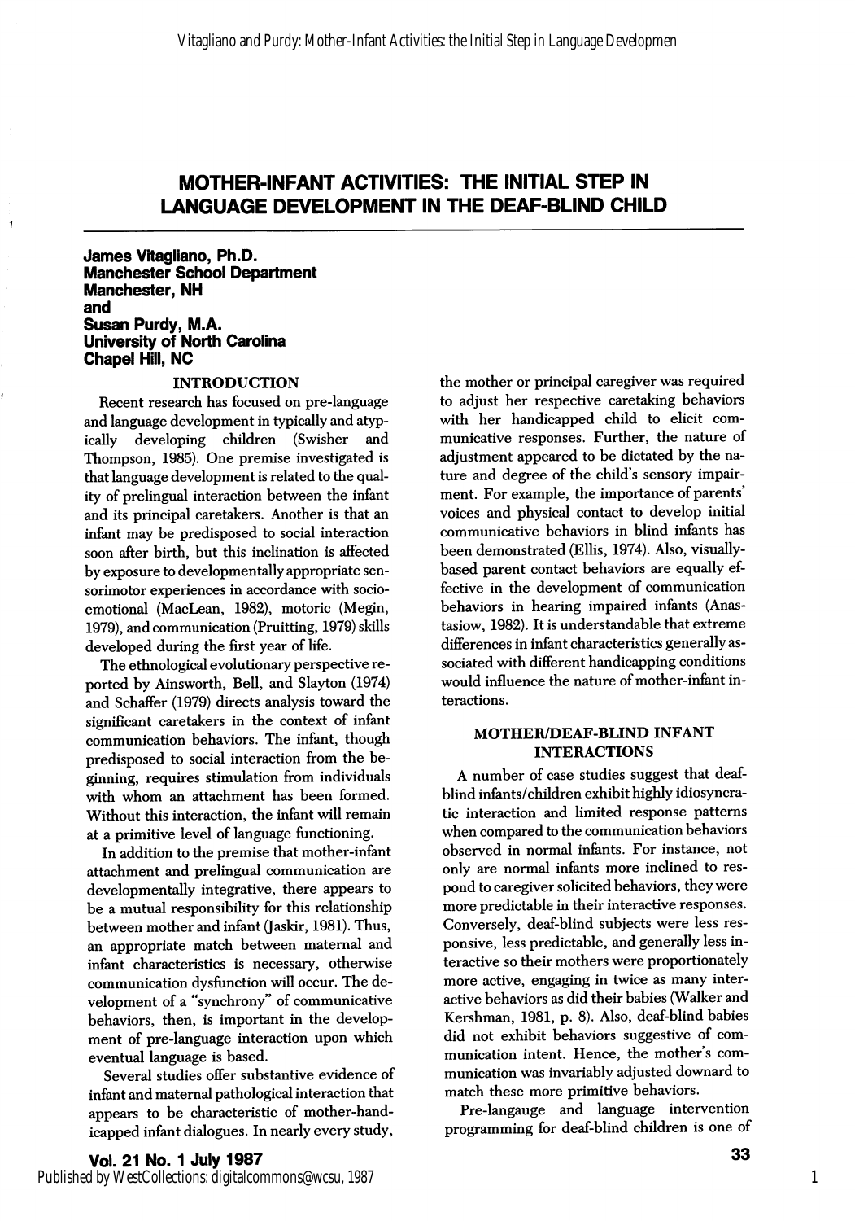# MOTHER-INFANT ACTIVITIES: THE INITIAL STEP IN LANGUAGE DEVELOPMENT IN THE DEAF-BLIND CHILD

**James Vitagliano, Ph.D.**
**Manchester School Department**
**Manchester, NH**
**and**
**Susan Purdy, M.A.**
**University of North Carolina**
**Chapel Hill, NC**

## INTRODUCTION

Recent research has focused on pre-language and language development in typically and atypically developing children (Swisher and Thompson, 1985). One premise investigated is that language development is related to the quality of prelingual interaction between the infant and its principal caretakers. Another is that an infant may be predisposed to social interaction soon after birth, but this inclination is affected by exposure to developmentally appropriate sensorimotor experiences in accordance with socioemotional (MacLean, 1982), motoric (Megin, 1979), and communication (Pruitting, 1979) skills developed during the first year of life.

The ethnological evolutionary perspective reported by Ainsworth, Bell, and Slayton (1974) and Schaffer (1979) directs analysis toward the significant caretakers in the context of infant communication behaviors. The infant, though predisposed to social interaction from the beginning, requires stimulation from individuals with whom an attachment has been formed. Without this interaction, the infant will remain at a primitive level of language functioning.

In addition to the premise that mother-infant attachment and prelingual communication are developmentally integrative, there appears to be a mutual responsibility for this relationship between mother and infant (Jaskir, 1981). Thus, an appropriate match between maternal and infant characteristics is necessary, otherwise communication dysfunction will occur. The development of a "synchrony" of communicative behaviors, then, is important in the development of pre-language interaction upon which eventual language is based.

Several studies offer substantive evidence of infant and maternal pathological interaction that appears to be characteristic of mother-handicapped infant dialogues. In nearly every study, the mother or principal caregiver was required to adjust her respective caretaking behaviors with her handicapped child to elicit communicative responses. Further, the nature of adjustment appeared to be dictated by the nature and degree of the child's sensory impairment. For example, the importance of parents' voices and physical contact to develop initial communicative behaviors in blind infants has been demonstrated (Ellis, 1974). Also, visually-based parent contact behaviors are equally effective in the development of communication behaviors in hearing impaired infants (Anastasiow, 1982). It is understandable that extreme differences in infant characteristics generally associated with different handicapping conditions would influence the nature of mother-infant interactions.

## MOTHER/DEAF-BLIND INFANT INTERACTIONS

A number of case studies suggest that deaf-blind infants/children exhibit highly idiosyncratic interaction and limited response patterns when compared to the communication behaviors observed in normal infants. For instance, not only are normal infants more inclined to respond to caregiver solicited behaviors, they were more predictable in their interactive responses. Conversely, deaf-blind subjects were less responsive, less predictable, and generally less interactive so their mothers were proportionately more active, engaging in twice as many interactive behaviors as did their babies (Walker and Kershman, 1981, p. 8). Also, deaf-blind babies did not exhibit behaviors suggestive of communication intent. Hence, the mother's communication was invariably adjusted downward to match these more primitive behaviors.

Pre-langauge and language intervention programming for deaf-blind children is one of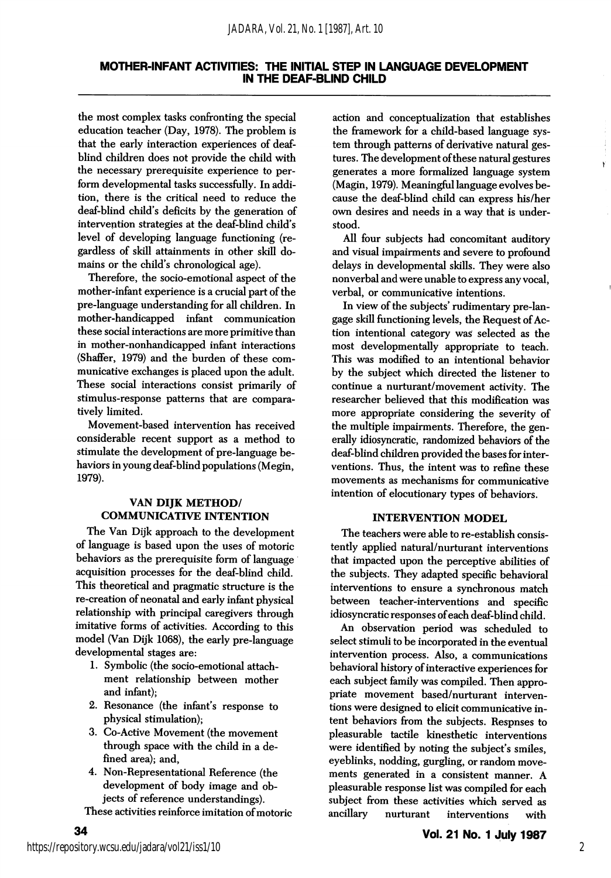the most complex tasks confronting the special education teacher (Day, 1978). The problem is that the early interaction experiences of deaf-blind children does not provide the child with the necessary prerequisite experience to perform developmental tasks successfully. In addition, there is the critical need to reduce the deaf-blind child's deficits by the generation of intervention strategies at the deaf-blind child's level of developing language functioning (regardless of skill attainments in other skill domains or the child's chronological age).

Therefore, the socio-emotional aspect of the mother-infant experience is a crucial part of the pre-language understanding for all children. In mother-handicapped infant communication these social interactions are more primitive than in mother-nonhandicapped infant interactions (Shaffer, 1979) and the burden of these communicative exchanges is placed upon the adult. These social interactions consist primarily of stimulus-response patterns that are comparatively limited.

Movement-based intervention has received considerable recent support as a method to stimulate the development of pre-language behaviors in young deaf-blind populations (Megin, 1979).

## VAN DIJK METHOD/ COMMUNICATIVE INTENTION

The Van Dijk approach to the development of language is based upon the uses of motoric behaviors as the prerequisite form of language acquisition processes for the deaf-blind child. This theoretical and pragmatic structure is the re-creation of neonatal and early infant physical relationship with principal caregivers through imitative forms of activities. According to this model (Van Dijk 1068), the early pre-language developmental stages are:

1. Symbolic (the socio-emotional attachment relationship between mother and infant);
2. Resonance (the infant's response to physical stimulation);
3. Co-Active Movement (the movement through space with the child in a defined area); and,
4. Non-Representational Reference (the development of body image and objects of reference understandings).

These activities reinforce imitation of motoric action and conceptualization that establishes the framework for a child-based language system through patterns of derivative natural gestures. The development of these natural gestures generates a more formalized language system (Magin, 1979). Meaningful language evolves because the deaf-blind child can express his/her own desires and needs in a way that is understood.

All four subjects had concomitant auditory and visual impairments and severe to profound delays in developmental skills. They were also nonverbal and were unable to express any vocal, verbal, or communicative intentions.

In view of the subjects' rudimentary pre-language skill functioning levels, the Request of Action intentional category was selected as the most developmentally appropriate to teach. This was modified to an intentional behavior by the subject which directed the listener to continue a nurturant/movement activity. The researcher believed that this modification was more appropriate considering the severity of the multiple impairments. Therefore, the generally idiosyncratic, randomized behaviors of the deaf-blind children provided the bases for interventions. Thus, the intent was to refine these movements as mechanisms for communicative intention of elocutionary types of behaviors.

## INTERVENTION MODEL

The teachers were able to re-establish consistently applied natural/nurturant interventions that impacted upon the perceptive abilities of the subjects. They adapted specific behavioral interventions to ensure a synchronous match between teacher-interventions and specific idiosyncratic responses of each deaf-blind child.

An observation period was scheduled to select stimuli to be incorporated in the eventual intervention process. Also, a communications behavioral history of interactive experiences for each subject family was compiled. Then appropriate movement based/nurturant interventions were designed to elicit communicative intent behaviors from the subjects. Respnses to pleasurable tactile kinesthetic interventions were identified by noting the subject's smiles, eyeblinks, nodding, gurgling, or random movements generated in a consistent manner. A pleasurable response list was compiled for each subject from these activities which served as ancillary nurturant interventions with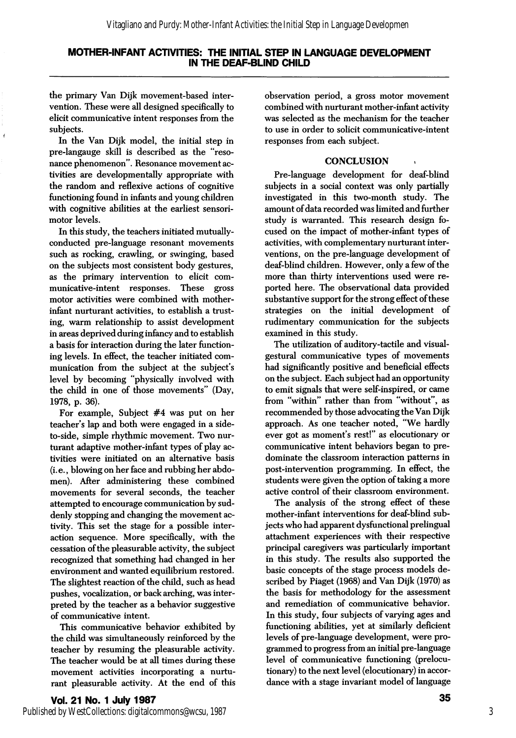the primary Van Dijk movement-based intervention. These were all designed specifically to elicit communicative intent responses from the subjects.

In the Van Dijk model, the initial step in pre-langauge skill is described as the "resonance phenomenon". Resonance movement activities are developmentally appropriate with the random and reflexive actions of cognitive functioning found in infants and young children with cognitive abilities at the earliest sensorimotor levels.

In this study, the teachers initiated mutually-conducted pre-language resonant movements such as rocking, crawling, or swinging, based on the subjects most consistent body gestures, as the primary intervention to elicit communicative-intent responses. These gross motor activities were combined with mother-infant nurturant activities, to establish a trusting, warm relationship to assist development in areas deprived during infancy and to establish a basis for interaction during the later functioning levels. In effect, the teacher initiated communication from the subject at the subject's level by becoming "physically involved with the child in one of those movements" (Day, 1978, p. 36).

For example, Subject #4 was put on her teacher's lap and both were engaged in a side-to-side, simple rhythmic movement. Two nurturant adaptive mother-infant types of play activities were initiated on an alternative basis (i.e., blowing on her face and rubbing her abdomen). After administering these combined movements for several seconds, the teacher attempted to encourage communication by suddenly stopping and changing the movement activity. This set the stage for a possible interaction sequence. More specifically, with the cessation of the pleasurable activity, the subject recognized that something had changed in her environment and wanted equilibrium restored. The slightest reaction of the child, such as head pushes, vocalization, or back arching, was interpreted by the teacher as a behavior suggestive of communicative intent.

This communicative behavior exhibited by the child was simultaneously reinforced by the teacher by resuming the pleasurable activity. The teacher would be at all times during these movement activities incorporating a nurturant pleasurable activity. At the end of this observation period, a gross motor movement combined with nurturant mother-infant activity was selected as the mechanism for the teacher to use in order to solicit communicative-intent responses from each subject.

## CONCLUSION

Pre-language development for deaf-blind subjects in a social context was only partially investigated in this two-month study. The amount of data recorded was limited and further study is warranted. This research design focused on the impact of mother-infant types of activities, with complementary nurturant interventions, on the pre-language development of deaf-blind children. However, only a few of the more than thirty interventions used were reported here. The observational data provided substantive support for the strong effect of these strategies on the initial development of rudimentary communication for the subjects examined in this study.

The utilization of auditory-tactile and visual-gestural communicative types of movements had significantly positive and beneficial effects on the subject. Each subject had an opportunity to emit signals that were self-inspired, or came from "within" rather than from "without", as recommended by those advocating the Van Dijk approach. As one teacher noted, "We hardly ever got as moment's rest!" as elocutionary or communicative intent behaviors began to predominate the classroom interaction patterns in post-intervention programming. In effect, the students were given the option of taking a more active control of their classroom environment.

The analysis of the strong effect of these mother-infant interventions for deaf-blind subjects who had apparent dysfunctional prelingual attachment experiences with their respective principal caregivers was particularly important in this study. The results also supported the basic concepts of the stage process models described by Piaget (1968) and Van Dijk (1970) as the basis for methodology for the assessment and remediation of communicative behavior. In this study, four subjects of varying ages and functioning abilities, yet at similarly deficient levels of pre-language development, were programmed to progress from an initial pre-language level of communicative functioning (prelocutionary) to the next level (elocutionary) in accordance with a stage invariant model of language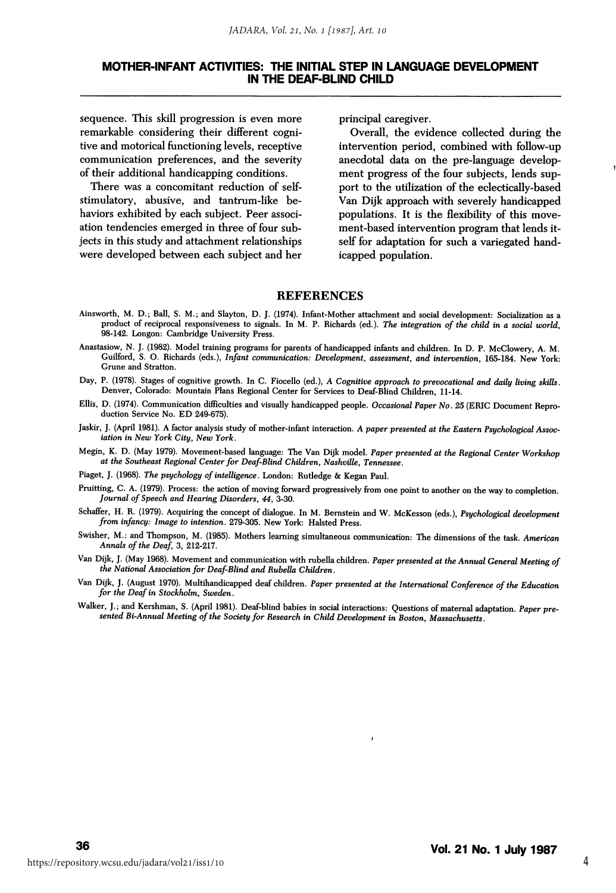sequence. This skill progression is even more remarkable considering their different cognitive and motorical functioning levels, receptive communication preferences, and the severity of their additional handicapping conditions.

There was a concomitant reduction of self-stimulatory, abusive, and tantrum-like behaviors exhibited by each subject. Peer association tendencies emerged in three of four subjects in this study and attachment relationships were developed between each subject and her principal caregiver.

Overall, the evidence collected during the intervention period, combined with follow-up anecdotal data on the pre-language development progress of the four subjects, lends support to the utilization of the eclectically-based Van Dijk approach with severely handicapped populations. It is the flexibility of this movement-based intervention program that lends itself for adaptation for such a variegated handicapped population.

## REFERENCES

Ainsworth, M. D.; Ball, S. M.; and Slayton, D. J. (1974). Infant-Mother attachment and social development: Socialization as a product of reciprocal responsiveness to signals. In M. P. Richards (ed.). *The integration of the child in a social world,* 98-142. Longon: Cambridge University Press.

Anastasiow, N. J. (1982). Model training programs for parents of handicapped infants and children. In D. P. McClowery, A. M. Guilford, S. O. Richards (eds.), *Infant communication: Development, assessment, and intervention,* 165-184. New York: Grune and Stratton.

Day, P. (1978). Stages of cognitive growth. In C. Fiocello (ed.), *A Cognitive approach to prevocational and daily living skills*. Denver, Colorado: Mountain Plans Regional Center for Services to Deaf-Blind Children, 11-14.

Ellis, D. (1974). Communication difficulties and visually handicapped people. *Occasional Paper No. 25* (ERIC Document Reproduction Service No. ED 249-675).

Jaskir, J. (April 1981). A factor analysis study of mother-infant interaction. *A paper presented at the Eastern Psychological Association in New York City, New York*.

Megin, K. D. (May 1979). Movement-based language: The Van Dijk model. *Paper presented at the Regional Center Workshop at the Southeast Regional Center for Deaf-Blind Children, Nashville, Tennessee*.

Piaget, J. (1968). *The psychology of intelligence*. London: Rutledge & Kegan Paul.

Pruitting, C. A. (1979). Process: the action of moving forward progressively from one point to another on the way to completion. *Journal of Speech and Hearing Disorders, 44,* 3-30.

Schaffer, H. R. (1979). Acquiring the concept of dialogue. In M. Bernstein and W. McKesson (eds.), *Psychological development from infancy: Image to intention*. 279-305. New York: Halsted Press.

Swisher, M.: and Thompson, M. (1985). Mothers learning simultaneous communication: The dimensions of the task. *American Annals of the Deaf,* 3, 212-217.

Van Dijk, J. (May 1968). Movement and communication with rubella children. *Paper presented at the Annual General Meeting of the National Association for Deaf-Blind and Rubella Children*.

Van Dijk, J. (August 1970). Multihandicapped deaf children. *Paper presented at the International Conference of the Education for the Deaf in Stockholm, Sweden*.

Walker, J.; and Kershman, S. (April 1981). Deaf-blind babies in social interactions: Questions of maternal adaptation. *Paper presented Bi-Annual Meeting of the Society for Research in Child Development in Boston, Massachusetts*.